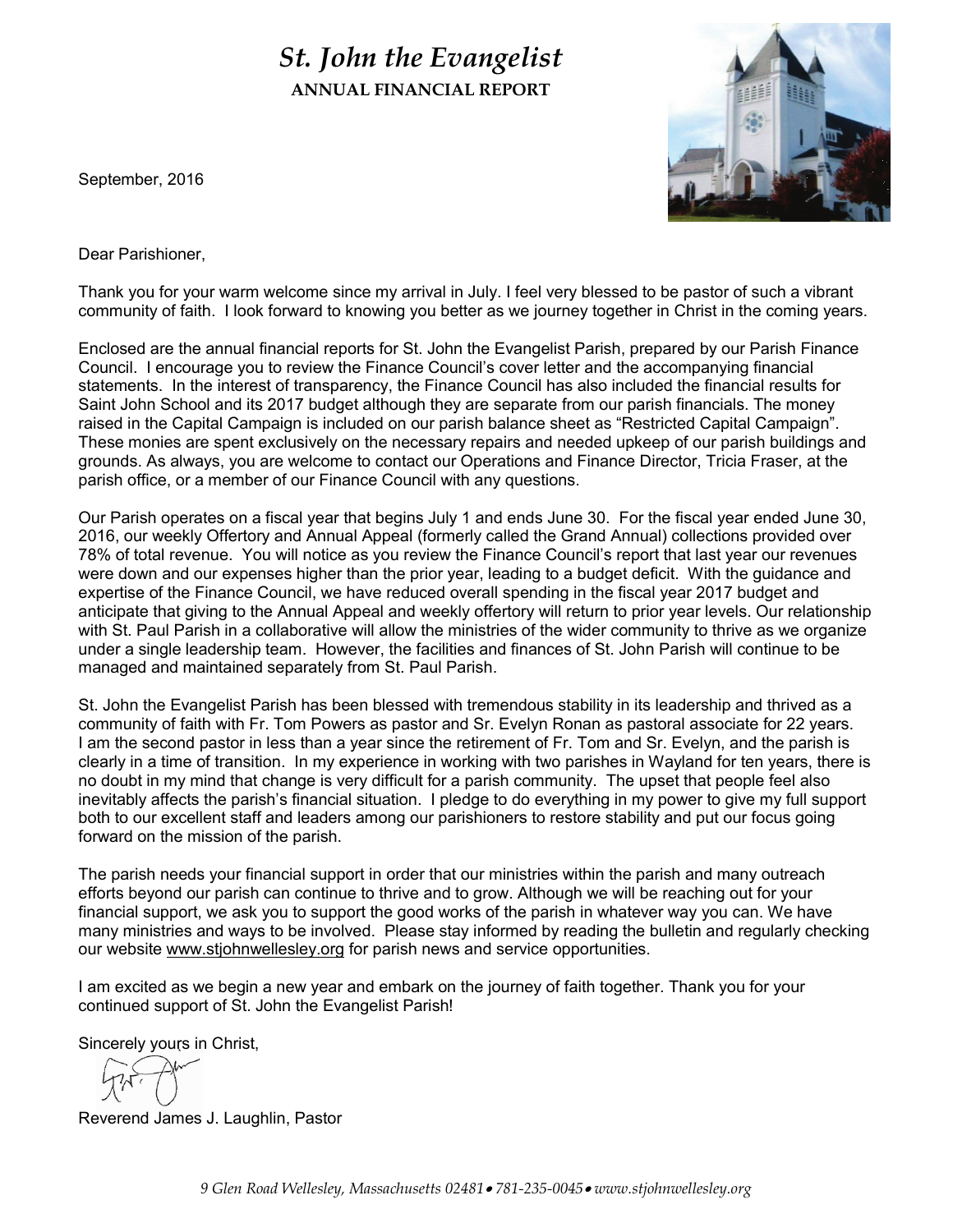# *St. John the Evangelist*

**ANNUAL FINANCIAL REPORT**

September, 2016

Dear Parishioner,

Thank you for your warm welcome since my arrival in July. I feel very blessed to be pastor of such a vibrant community of faith. I look forward to knowing you better as we journey together in Christ in the coming years.

Enclosed are the annual financial reports for St. John the Evangelist Parish, prepared by our Parish Finance Council. I encourage you to review the Finance Council's cover letter and the accompanying financial statements. In the interest of transparency, the Finance Council has also included the financial results for Saint John School and its 2017 budget although they are separate from our parish financials. The money raised in the Capital Campaign is included on our parish balance sheet as "Restricted Capital Campaign". These monies are spent exclusively on the necessary repairs and needed upkeep of our parish buildings and grounds. As always, you are welcome to contact our Operations and Finance Director, Tricia Fraser, at the parish office, or a member of our Finance Council with any questions.

Our Parish operates on a fiscal year that begins July 1 and ends June 30. For the fiscal year ended June 30, 2016, our weekly Offertory and Annual Appeal (formerly called the Grand Annual) collections provided over 78% of total revenue. You will notice as you review the Finance Council's report that last year our revenues were down and our expenses higher than the prior year, leading to a budget deficit. With the guidance and expertise of the Finance Council, we have reduced overall spending in the fiscal year 2017 budget and anticipate that giving to the Annual Appeal and weekly offertory will return to prior year levels. Our relationship with St. Paul Parish in a collaborative will allow the ministries of the wider community to thrive as we organize under a single leadership team. However, the facilities and finances of St. John Parish will continue to be managed and maintained separately from St. Paul Parish.

St. John the Evangelist Parish has been blessed with tremendous stability in its leadership and thrived as a community of faith with Fr. Tom Powers as pastor and Sr. Evelyn Ronan as pastoral associate for 22 years. I am the second pastor in less than a year since the retirement of Fr. Tom and Sr. Evelyn, and the parish is clearly in a time of transition. In my experience in working with two parishes in Wayland for ten years, there is no doubt in my mind that change is very difficult for a parish community. The upset that people feel also inevitably affects the parish's financial situation. I pledge to do everything in my power to give my full support both to our excellent staff and leaders among our parishioners to restore stability and put our focus going forward on the mission of the parish.

The parish needs your financial support in order that our ministries within the parish and many outreach efforts beyond our parish can continue to thrive and to grow. Although we will be reaching out for your financial support, we ask you to support the good works of the parish in whatever way you can. We have many ministries and ways to be involved. Please stay informed by reading the bulletin and regularly checking our website www.stjohnwellesley.org for parish news and service opportunities.

I am excited as we begin a new year and embark on the journey of faith together. Thank you for your continued support of St. John the Evangelist Parish!

Sincerely yours in Christ,

Reverend James J. Laughlin, Pastor

*9 Glen Road Wellesley, Massachusetts 02481 • 781-235-0045 • www.stjohnwellesley.org*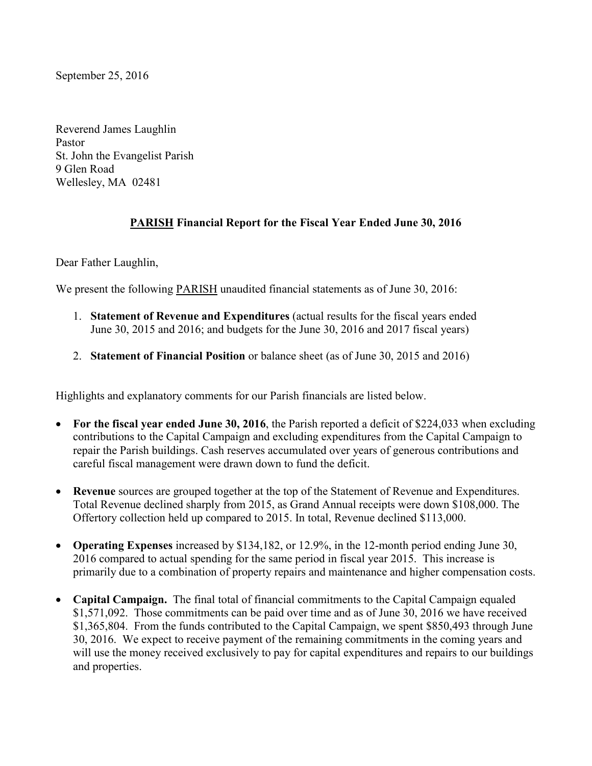September 25, 2016

Reverend James Laughlin
Pastor
St. John the Evangelist Parish
9 Glen Road
Wellesley, MA 02481

**PARISH Financial Report for the Fiscal Year Ended June 30, 2016**

Dear Father Laughlin,

We present the following PARISH unaudited financial statements as of June 30, 2016:

1. **Statement of Revenue and Expenditures** (actual results for the fiscal years ended June 30, 2015 and 2016; and budgets for the June 30, 2016 and 2017 fiscal years)
2. **Statement of Financial Position** or balance sheet (as of June 30, 2015 and 2016)

Highlights and explanatory comments for our Parish financials are listed below.

- **For the fiscal year ended June 30, 2016**, the Parish reported a deficit of $224,033 when excluding contributions to the Capital Campaign and excluding expenditures from the Capital Campaign to repair the Parish buildings. Cash reserves accumulated over years of generous contributions and careful fiscal management were drawn down to fund the deficit.
- **Revenue** sources are grouped together at the top of the Statement of Revenue and Expenditures. Total Revenue declined sharply from 2015, as Grand Annual receipts were down $108,000. The Offertory collection held up compared to 2015. In total, Revenue declined $113,000.
- **Operating Expenses** increased by $134,182, or 12.9%, in the 12-month period ending June 30, 2016 compared to actual spending for the same period in fiscal year 2015. This increase is primarily due to a combination of property repairs and maintenance and higher compensation costs.
- **Capital Campaign.** The final total of financial commitments to the Capital Campaign equaled $1,571,092. Those commitments can be paid over time and as of June 30, 2016 we have received $1,365,804. From the funds contributed to the Capital Campaign, we spent $850,493 through June 30, 2016. We expect to receive payment of the remaining commitments in the coming years and will use the money received exclusively to pay for capital expenditures and repairs to our buildings and properties.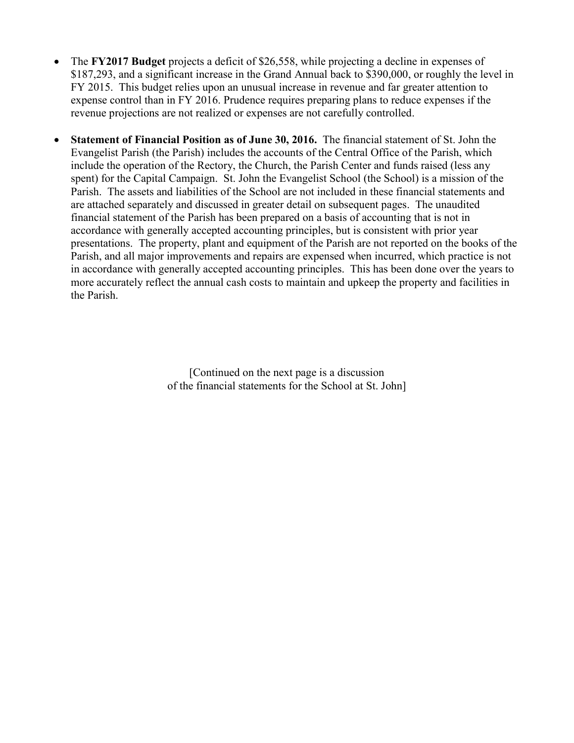- The **FY2017 Budget** projects a deficit of $26,558, while projecting a decline in expenses of $187,293, and a significant increase in the Grand Annual back to $390,000, or roughly the level in FY 2015. This budget relies upon an unusual increase in revenue and far greater attention to expense control than in FY 2016. Prudence requires preparing plans to reduce expenses if the revenue projections are not realized or expenses are not carefully controlled.

- **Statement of Financial Position as of June 30, 2016.** The financial statement of St. John the Evangelist Parish (the Parish) includes the accounts of the Central Office of the Parish, which include the operation of the Rectory, the Church, the Parish Center and funds raised (less any spent) for the Capital Campaign. St. John the Evangelist School (the School) is a mission of the Parish. The assets and liabilities of the School are not included in these financial statements and are attached separately and discussed in greater detail on subsequent pages. The unaudited financial statement of the Parish has been prepared on a basis of accounting that is not in accordance with generally accepted accounting principles, but is consistent with prior year presentations. The property, plant and equipment of the Parish are not reported on the books of the Parish, and all major improvements and repairs are expensed when incurred, which practice is not in accordance with generally accepted accounting principles. This has been done over the years to more accurately reflect the annual cash costs to maintain and upkeep the property and facilities in the Parish.

[Continued on the next page is a discussion of the financial statements for the School at St. John]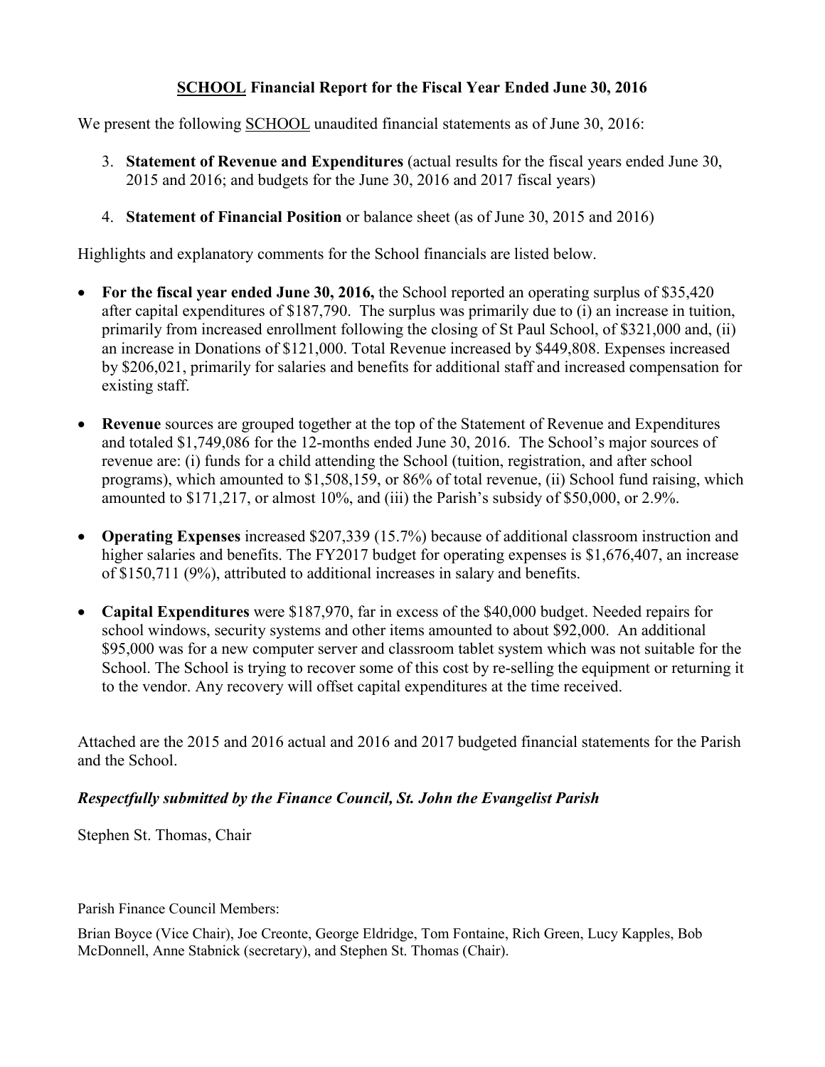# **<u>SCHOOL</u> Financial Report for the Fiscal Year Ended June 30, 2016**

We present the following <u>SCHOOL</u> unaudited financial statements as of June 30, 2016:

3. **Statement of Revenue and Expenditures** (actual results for the fiscal years ended June 30, 2015 and 2016; and budgets for the June 30, 2016 and 2017 fiscal years)
4. **Statement of Financial Position** or balance sheet (as of June 30, 2015 and 2016)

Highlights and explanatory comments for the School financials are listed below.

- **For the fiscal year ended June 30, 2016,** the School reported an operating surplus of $35,420 after capital expenditures of $187,790. The surplus was primarily due to (i) an increase in tuition, primarily from increased enrollment following the closing of St Paul School, of $321,000 and, (ii) an increase in Donations of $121,000. Total Revenue increased by $449,808. Expenses increased by $206,021, primarily for salaries and benefits for additional staff and increased compensation for existing staff.
- **Revenue** sources are grouped together at the top of the Statement of Revenue and Expenditures and totaled $1,749,086 for the 12-months ended June 30, 2016. The School's major sources of revenue are: (i) funds for a child attending the School (tuition, registration, and after school programs), which amounted to $1,508,159, or 86% of total revenue, (ii) School fund raising, which amounted to $171,217, or almost 10%, and (iii) the Parish's subsidy of $50,000, or 2.9%.
- **Operating Expenses** increased $207,339 (15.7%) because of additional classroom instruction and higher salaries and benefits. The FY2017 budget for operating expenses is $1,676,407, an increase of $150,711 (9%), attributed to additional increases in salary and benefits.
- **Capital Expenditures** were $187,970, far in excess of the $40,000 budget. Needed repairs for school windows, security systems and other items amounted to about $92,000. An additional $95,000 was for a new computer server and classroom tablet system which was not suitable for the School. The School is trying to recover some of this cost by re-selling the equipment or returning it to the vendor. Any recovery will offset capital expenditures at the time received.

Attached are the 2015 and 2016 actual and 2016 and 2017 budgeted financial statements for the Parish and the School.

***Respectfully submitted by the Finance Council, St. John the Evangelist Parish***

Stephen St. Thomas, Chair

Parish Finance Council Members:

Brian Boyce (Vice Chair), Joe Creonte, George Eldridge, Tom Fontaine, Rich Green, Lucy Kapples, Bob McDonnell, Anne Stabnick (secretary), and Stephen St. Thomas (Chair).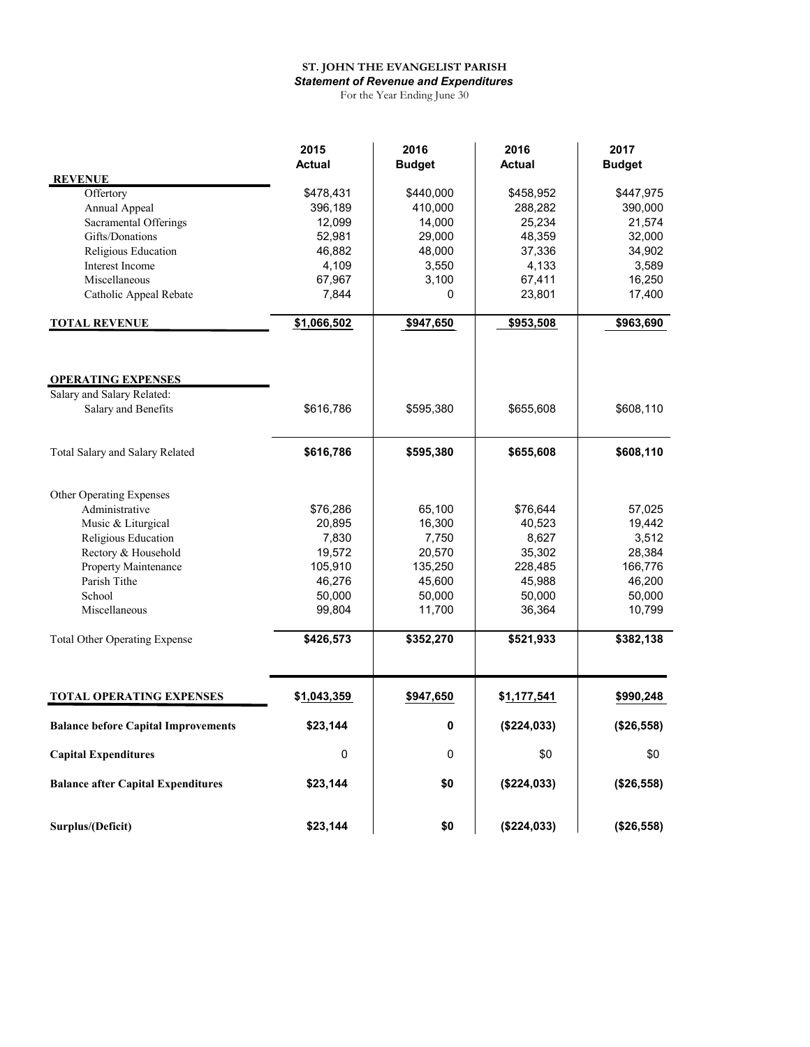**ST. JOHN THE EVANGELIST PARISH**

***Statement of Revenue and Expenditures***

For the Year Ending June 30

| | 2015 Actual | 2016 Budget | 2016 Actual | 2017 Budget |
|---|---|---|---|---|
| **REVENUE** | | | | |
| Offertory | $478,431 | $440,000 | $458,952 | $447,975 |
| Annual Appeal | 396,189 | 410,000 | 288,282 | 390,000 |
| Sacramental Offerings | 12,099 | 14,000 | 25,234 | 21,574 |
| Gifts/Donations | 52,981 | 29,000 | 48,359 | 32,000 |
| Religious Education | 46,882 | 48,000 | 37,336 | 34,902 |
| Interest Income | 4,109 | 3,550 | 4,133 | 3,589 |
| Miscellaneous | 67,967 | 3,100 | 67,411 | 16,250 |
| Catholic Appeal Rebate | 7,844 | 0 | 23,801 | 17,400 |
| **TOTAL REVENUE** | **$1,066,502** | **$947,650** | **$953,508** | **$963,690** |
| **OPERATING EXPENSES** | | | | |
| Salary and Salary Related: | | | | |
| Salary and Benefits | $616,786 | $595,380 | $655,608 | $608,110 |
| Total Salary and Salary Related | **$616,786** | **$595,380** | **$655,608** | **$608,110** |
| Other Operating Expenses | | | | |
| Administrative | $76,286 | 65,100 | $76,644 | 57,025 |
| Music & Liturgical | 20,895 | 16,300 | 40,523 | 19,442 |
| Religious Education | 7,830 | 7,750 | 8,627 | 3,512 |
| Rectory & Household | 19,572 | 20,570 | 35,302 | 28,384 |
| Property Maintenance | 105,910 | 135,250 | 228,485 | 166,776 |
| Parish Tithe | 46,276 | 45,600 | 45,988 | 46,200 |
| School | 50,000 | 50,000 | 50,000 | 50,000 |
| Miscellaneous | 99,804 | 11,700 | 36,364 | 10,799 |
| Total Other Operating Expense | **$426,573** | **$352,270** | **$521,933** | **$382,138** |
| **TOTAL OPERATING EXPENSES** | **$1,043,359** | **$947,650** | **$1,177,541** | **$990,248** |
| **Balance before Capital Improvements** | **$23,144** | **0** | **($224,033)** | **($26,558)** |
| **Capital Expenditures** | 0 | 0 | $0 | $0 |
| **Balance after Capital Expenditures** | **$23,144** | **$0** | **($224,033)** | **($26,558)** |
| **Surplus/(Deficit)** | **$23,144** | **$0** | **($224,033)** | **($26,558)** |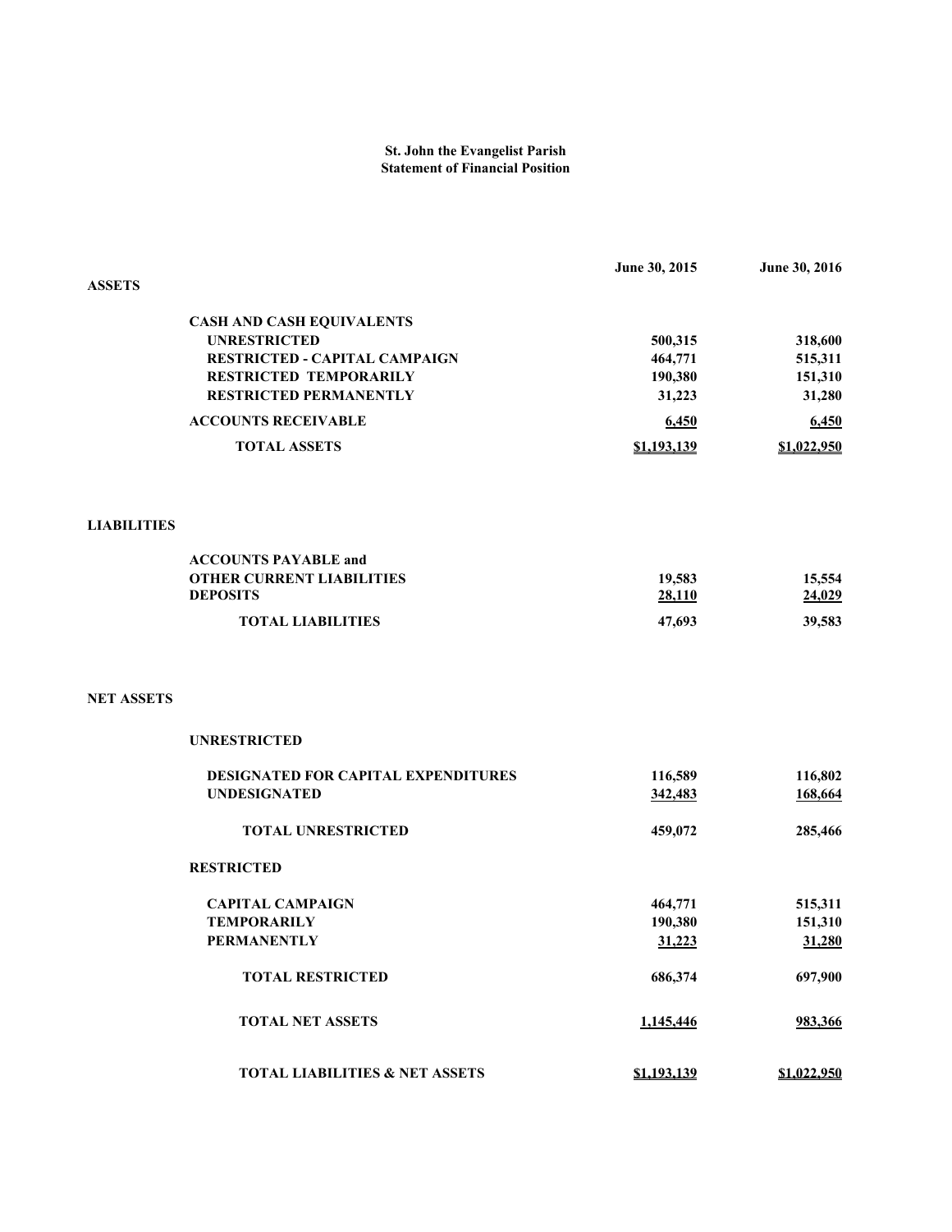# St. John the Evangelist Parish
## Statement of Financial Position

| | June 30, 2015 | June 30, 2016 |
|---|---|---|
| **ASSETS** | | |
| **CASH AND CASH EQUIVALENTS** | | |
| **UNRESTRICTED** | 500,315 | 318,600 |
| **RESTRICTED - CAPITAL CAMPAIGN** | 464,771 | 515,311 |
| **RESTRICTED TEMPORARILY** | 190,380 | 151,310 |
| **RESTRICTED PERMANENTLY** | 31,223 | 31,280 |
| **ACCOUNTS RECEIVABLE** | 6,450 | 6,450 |
| **TOTAL ASSETS** | $1,193,139 | $1,022,950 |
| **LIABILITIES** | | |
| **ACCOUNTS PAYABLE and OTHER CURRENT LIABILITIES** | 19,583 | 15,554 |
| **DEPOSITS** | 28,110 | 24,029 |
| **TOTAL LIABILITIES** | 47,693 | 39,583 |
| **NET ASSETS** | | |
| **UNRESTRICTED** | | |
| **DESIGNATED FOR CAPITAL EXPENDITURES** | 116,589 | 116,802 |
| **UNDESIGNATED** | 342,483 | 168,664 |
| **TOTAL UNRESTRICTED** | 459,072 | 285,466 |
| **RESTRICTED** | | |
| **CAPITAL CAMPAIGN** | 464,771 | 515,311 |
| **TEMPORARILY** | 190,380 | 151,310 |
| **PERMANENTLY** | 31,223 | 31,280 |
| **TOTAL RESTRICTED** | 686,374 | 697,900 |
| **TOTAL NET ASSETS** | 1,145,446 | 983,366 |
| **TOTAL LIABILITIES & NET ASSETS** | $1,193,139 | $1,022,950 |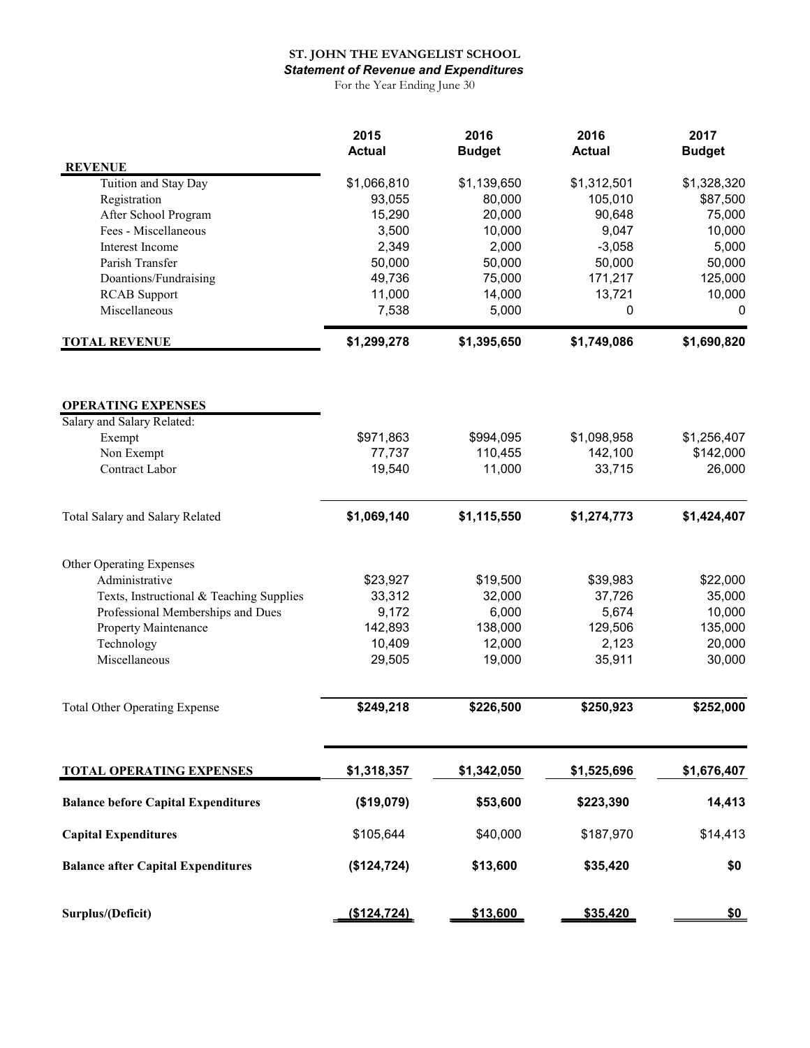**ST. JOHN THE EVANGELIST SCHOOL**

***Statement of Revenue and Expenditures***

For the Year Ending June 30

| | 2015 Actual | 2016 Budget | 2016 Actual | 2017 Budget |
|---|---|---|---|---|
| **REVENUE** | | | | |
| Tuition and Stay Day | $1,066,810 | $1,139,650 | $1,312,501 | $1,328,320 |
| Registration | 93,055 | 80,000 | 105,010 | $87,500 |
| After School Program | 15,290 | 20,000 | 90,648 | 75,000 |
| Fees - Miscellaneous | 3,500 | 10,000 | 9,047 | 10,000 |
| Interest Income | 2,349 | 2,000 | -3,058 | 5,000 |
| Parish Transfer | 50,000 | 50,000 | 50,000 | 50,000 |
| Doantions/Fundraising | 49,736 | 75,000 | 171,217 | 125,000 |
| RCAB Support | 11,000 | 14,000 | 13,721 | 10,000 |
| Miscellaneous | 7,538 | 5,000 | 0 | 0 |
| **TOTAL REVENUE** | **$1,299,278** | **$1,395,650** | **$1,749,086** | **$1,690,820** |
| **OPERATING EXPENSES** | | | | |
| Salary and Salary Related: | | | | |
| Exempt | $971,863 | $994,095 | $1,098,958 | $1,256,407 |
| Non Exempt | 77,737 | 110,455 | 142,100 | $142,000 |
| Contract Labor | 19,540 | 11,000 | 33,715 | 26,000 |
| Total Salary and Salary Related | **$1,069,140** | **$1,115,550** | **$1,274,773** | **$1,424,407** |
| Other Operating Expenses | | | | |
| Administrative | $23,927 | $19,500 | $39,983 | $22,000 |
| Texts, Instructional & Teaching Supplies | 33,312 | 32,000 | 37,726 | 35,000 |
| Professional Memberships and Dues | 9,172 | 6,000 | 5,674 | 10,000 |
| Property Maintenance | 142,893 | 138,000 | 129,506 | 135,000 |
| Technology | 10,409 | 12,000 | 2,123 | 20,000 |
| Miscellaneous | 29,505 | 19,000 | 35,911 | 30,000 |
| Total Other Operating Expense | **$249,218** | **$226,500** | **$250,923** | **$252,000** |
| **TOTAL OPERATING EXPENSES** | **$1,318,357** | **$1,342,050** | **$1,525,696** | **$1,676,407** |
| **Balance before Capital Expenditures** | **($19,079)** | **$53,600** | **$223,390** | **14,413** |
| **Capital Expenditures** | $105,644 | $40,000 | $187,970 | $14,413 |
| **Balance after Capital Expenditures** | **($124,724)** | **$13,600** | **$35,420** | **$0** |
| **Surplus/(Deficit)** | **($124,724)** | **$13,600** | **$35,420** | **$0** |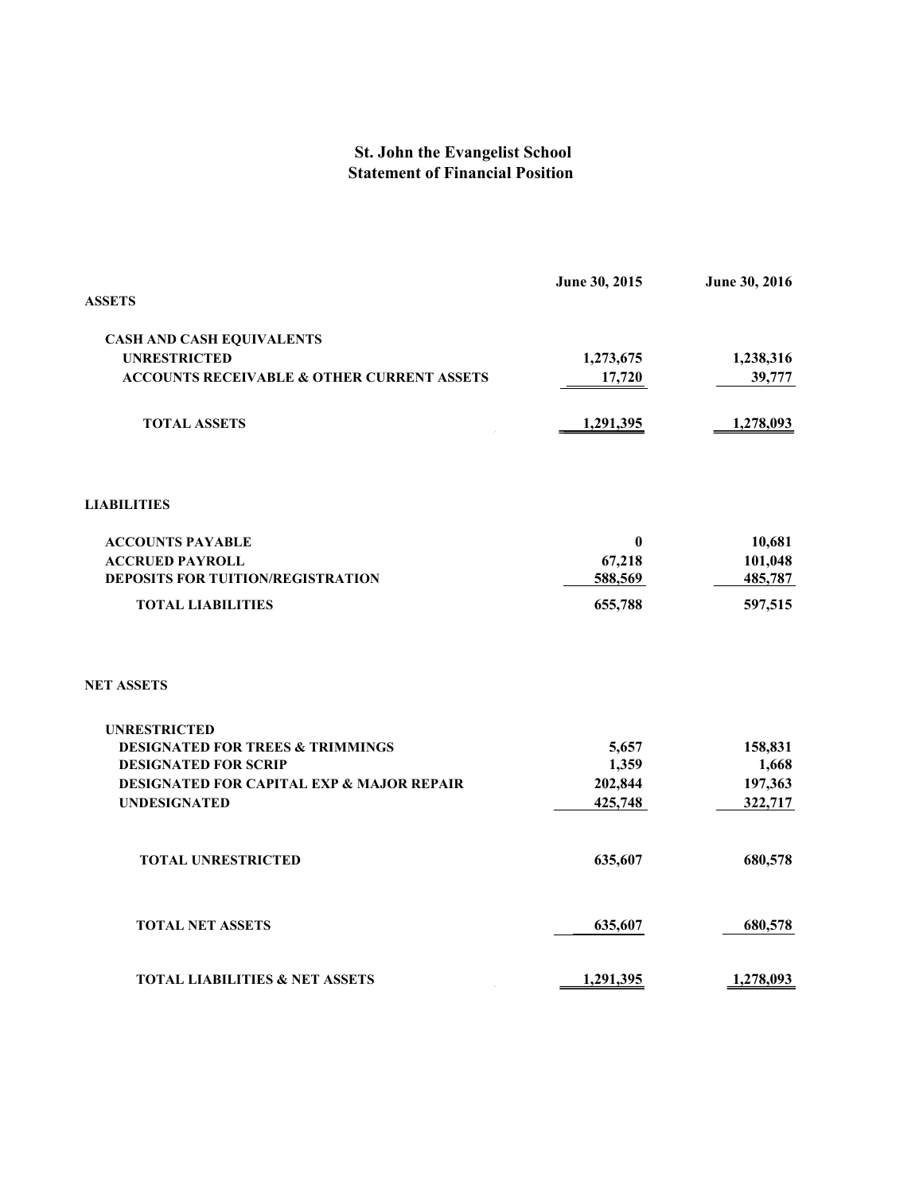# St. John the Evangelist School
## Statement of Financial Position

| | June 30, 2015 | June 30, 2016 |
|---|---|---|
| **ASSETS** | | |
| **CASH AND CASH EQUIVALENTS** | | |
| **UNRESTRICTED** | 1,273,675 | 1,238,316 |
| **ACCOUNTS RECEIVABLE & OTHER CURRENT ASSETS** | 17,720 | 39,777 |
| **TOTAL ASSETS** | 1,291,395 | 1,278,093 |
| **LIABILITIES** | | |
| **ACCOUNTS PAYABLE** | 0 | 10,681 |
| **ACCRUED PAYROLL** | 67,218 | 101,048 |
| **DEPOSITS FOR TUITION/REGISTRATION** | 588,569 | 485,787 |
| **TOTAL LIABILITIES** | 655,788 | 597,515 |
| **NET ASSETS** | | |
| **UNRESTRICTED** | | |
| **DESIGNATED FOR TREES & TRIMMINGS** | 5,657 | 158,831 |
| **DESIGNATED FOR SCRIP** | 1,359 | 1,668 |
| **DESIGNATED FOR CAPITAL EXP & MAJOR REPAIR** | 202,844 | 197,363 |
| **UNDESIGNATED** | 425,748 | 322,717 |
| **TOTAL UNRESTRICTED** | 635,607 | 680,578 |
| **TOTAL NET ASSETS** | 635,607 | 680,578 |
| **TOTAL LIABILITIES & NET ASSETS** | 1,291,395 | 1,278,093 |